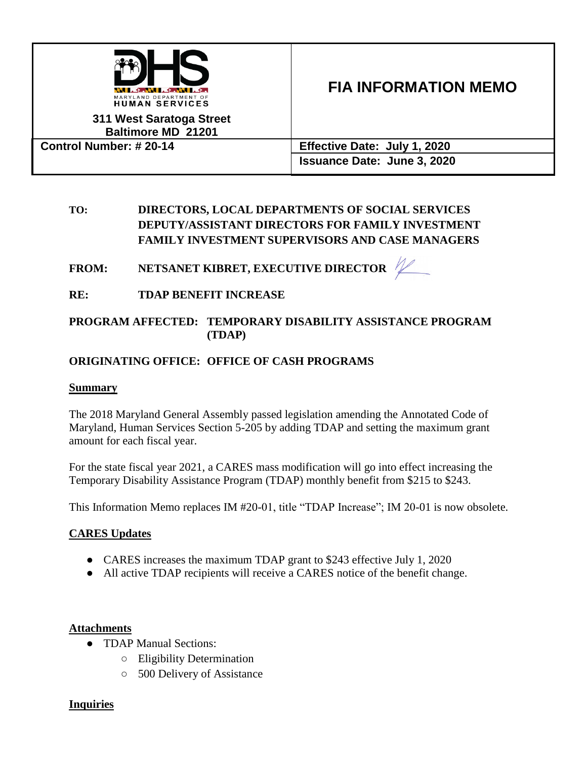| MARYLAND DEPARTMENT OF HUMAN SERVICES<br>311 West Saratoga Street<br>Baltimore MD 21201 | **FIA INFORMATION MEMO** |
| --- | --- |
| **Control Number: # 20-14** | **Effective Date: July 1, 2020** |
| | **Issuance Date: June 3, 2020** |

**TO:** DIRECTORS, LOCAL DEPARTMENTS OF SOCIAL SERVICES
DEPUTY/ASSISTANT DIRECTORS FOR FAMILY INVESTMENT
FAMILY INVESTMENT SUPERVISORS AND CASE MANAGERS

**FROM:** NETSANET KIBRET, EXECUTIVE DIRECTOR

**RE:** TDAP BENEFIT INCREASE

**PROGRAM AFFECTED:** TEMPORARY DISABILITY ASSISTANCE PROGRAM (TDAP)

**ORIGINATING OFFICE:** OFFICE OF CASH PROGRAMS

## Summary

The 2018 Maryland General Assembly passed legislation amending the Annotated Code of Maryland, Human Services Section 5-205 by adding TDAP and setting the maximum grant amount for each fiscal year.

For the state fiscal year 2021, a CARES mass modification will go into effect increasing the Temporary Disability Assistance Program (TDAP) monthly benefit from $215 to $243.

This Information Memo replaces IM #20-01, title "TDAP Increase"; IM 20-01 is now obsolete.

## CARES Updates

- CARES increases the maximum TDAP grant to $243 effective July 1, 2020
- All active TDAP recipients will receive a CARES notice of the benefit change.

## Attachments

- TDAP Manual Sections:
  - Eligibility Determination
  - 500 Delivery of Assistance

## Inquiries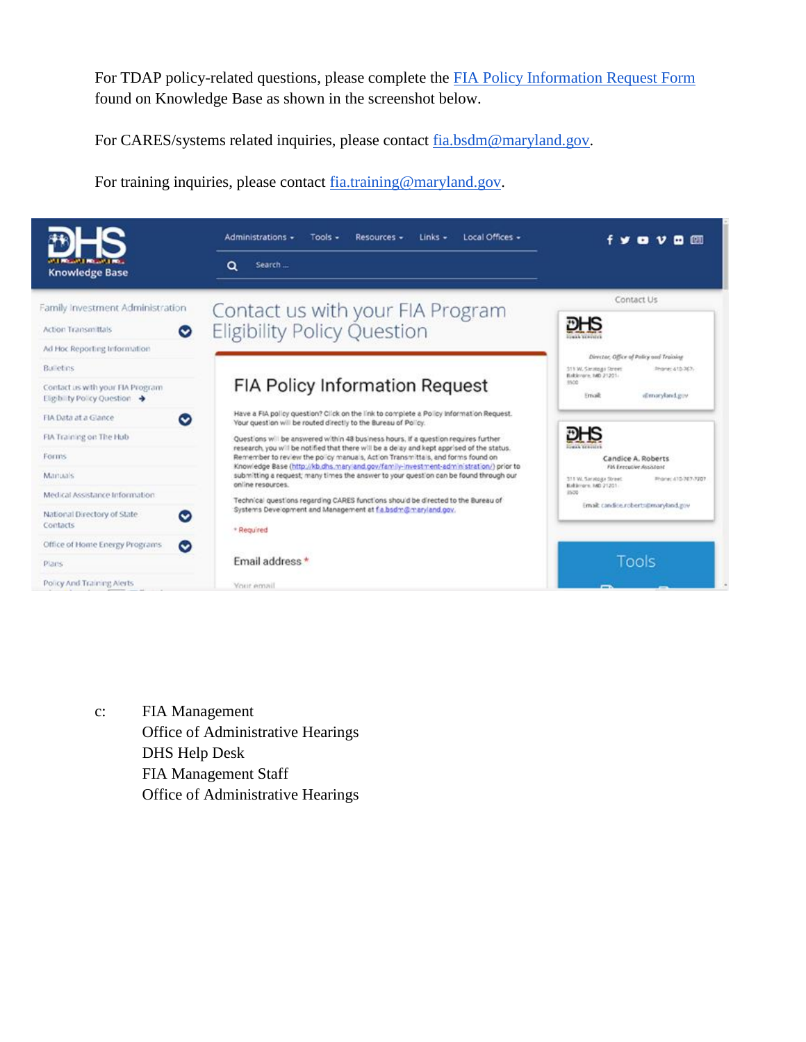For TDAP policy-related questions, please complete the FIA Policy Information Request Form found on Knowledge Base as shown in the screenshot below.

For CARES/systems related inquiries, please contact fia.bsdm@maryland.gov.

For training inquiries, please contact fia.training@maryland.gov.

c: FIA Management
Office of Administrative Hearings
DHS Help Desk
FIA Management Staff
Office of Administrative Hearings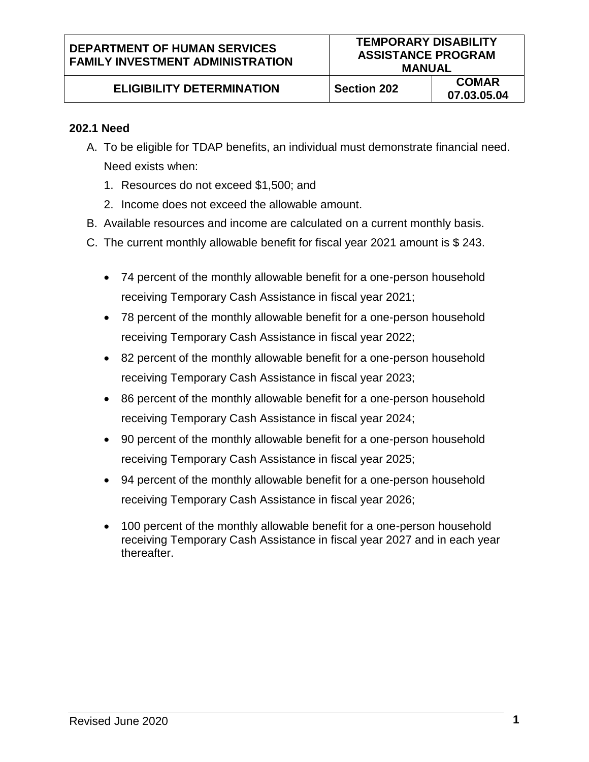| DEPARTMENT OF HUMAN SERVICES FAMILY INVESTMENT ADMINISTRATION | TEMPORARY DISABILITY ASSISTANCE PROGRAM MANUAL | |
| --- | --- | --- |
| ELIGIBILITY DETERMINATION | Section 202 | COMAR 07.03.05.04 |

### 202.1 Need

A. To be eligible for TDAP benefits, an individual must demonstrate financial need. Need exists when:

1. Resources do not exceed $1,500; and
2. Income does not exceed the allowable amount.

B. Available resources and income are calculated on a current monthly basis.

C. The current monthly allowable benefit for fiscal year 2021 amount is $ 243.

- 74 percent of the monthly allowable benefit for a one-person household receiving Temporary Cash Assistance in fiscal year 2021;
- 78 percent of the monthly allowable benefit for a one-person household receiving Temporary Cash Assistance in fiscal year 2022;
- 82 percent of the monthly allowable benefit for a one-person household receiving Temporary Cash Assistance in fiscal year 2023;
- 86 percent of the monthly allowable benefit for a one-person household receiving Temporary Cash Assistance in fiscal year 2024;
- 90 percent of the monthly allowable benefit for a one-person household receiving Temporary Cash Assistance in fiscal year 2025;
- 94 percent of the monthly allowable benefit for a one-person household receiving Temporary Cash Assistance in fiscal year 2026;
- 100 percent of the monthly allowable benefit for a one-person household receiving Temporary Cash Assistance in fiscal year 2027 and in each year thereafter.

Revised June 2020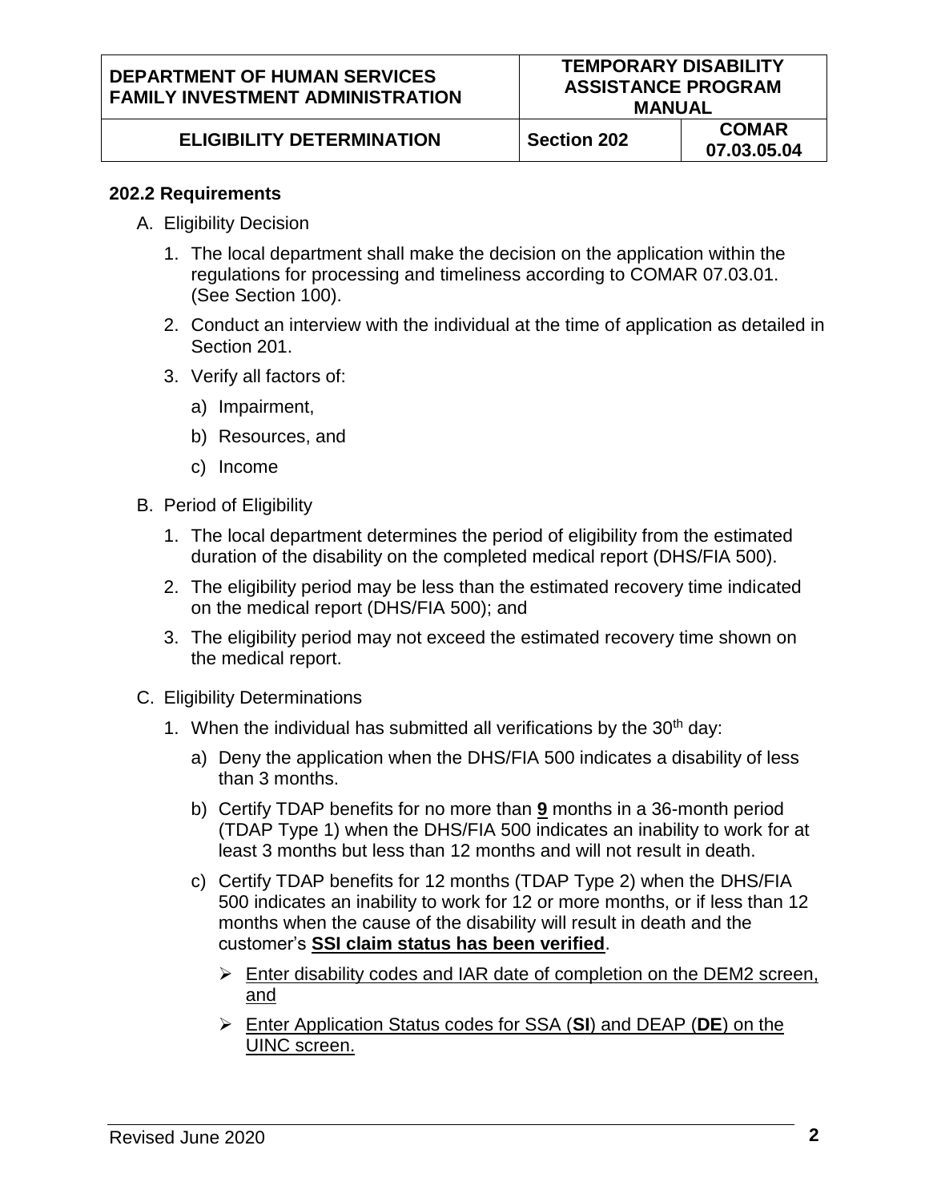### 202.2 Requirements

A. Eligibility Decision

1. The local department shall make the decision on the application within the regulations for processing and timeliness according to COMAR 07.03.01. (See Section 100).
2. Conduct an interview with the individual at the time of application as detailed in Section 201.
3. Verify all factors of:
   a) Impairment,
   b) Resources, and
   c) Income

B. Period of Eligibility

1. The local department determines the period of eligibility from the estimated duration of the disability on the completed medical report (DHS/FIA 500).
2. The eligibility period may be less than the estimated recovery time indicated on the medical report (DHS/FIA 500); and
3. The eligibility period may not exceed the estimated recovery time shown on the medical report.

C. Eligibility Determinations

1. When the individual has submitted all verifications by the 30th day:
   a) Deny the application when the DHS/FIA 500 indicates a disability of less than 3 months.
   b) Certify TDAP benefits for no more than <u>**9**</u> months in a 36-month period (TDAP Type 1) when the DHS/FIA 500 indicates an inability to work for at least 3 months but less than 12 months and will not result in death.
   c) Certify TDAP benefits for 12 months (TDAP Type 2) when the DHS/FIA 500 indicates an inability to work for 12 or more months, or if less than 12 months when the cause of the disability will result in death and the customer's <u>**SSI claim status has been verified**</u>.
      - <u>Enter disability codes and IAR date of completion on the DEM2 screen, and</u>
      - <u>Enter Application Status codes for SSA (**SI**) and DEAP (**DE**) on the UINC screen.</u>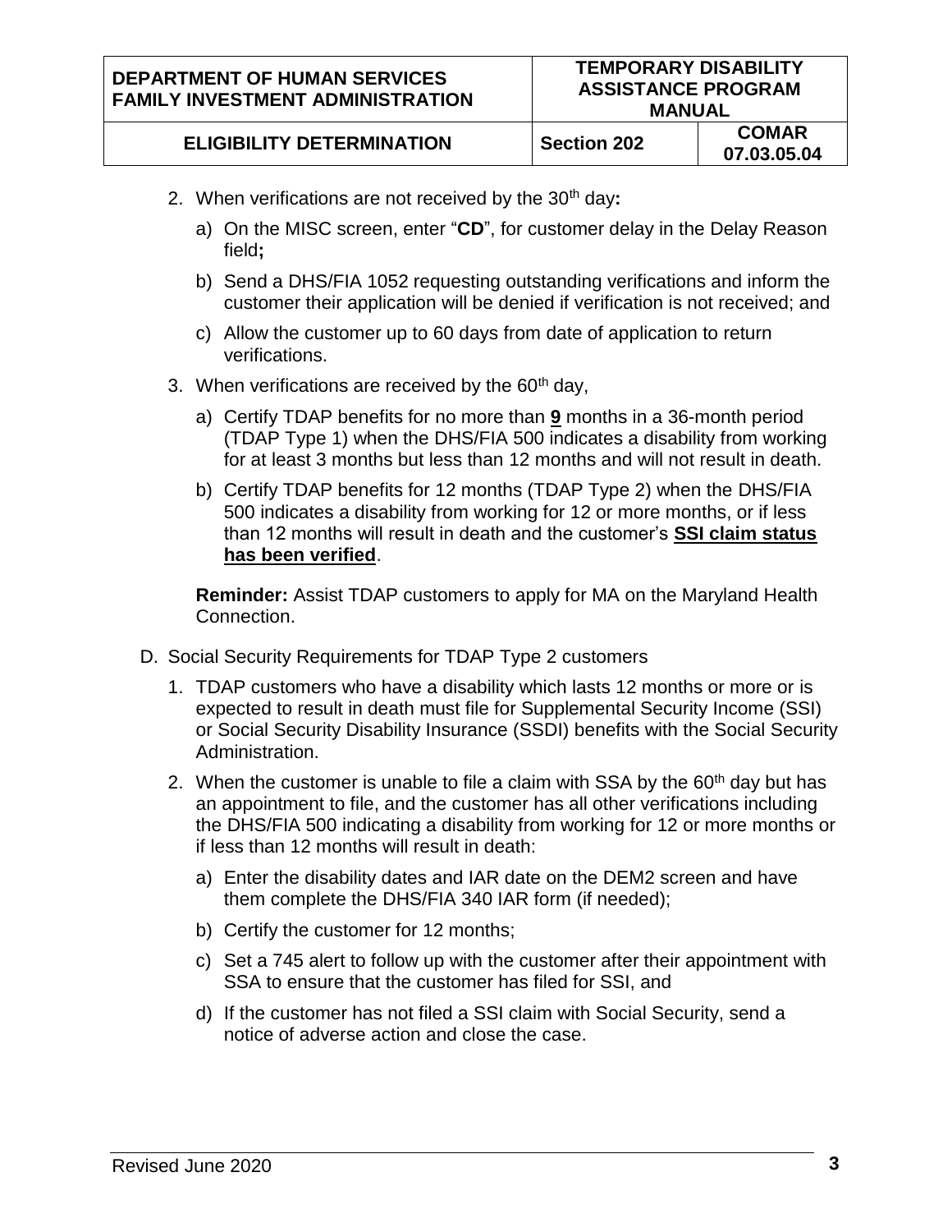2. When verifications are not received by the 30th day**:**
   a) On the MISC screen, enter "**CD**", for customer delay in the Delay Reason field**;**
   b) Send a DHS/FIA 1052 requesting outstanding verifications and inform the customer their application will be denied if verification is not received; and
   c) Allow the customer up to 60 days from date of application to return verifications.
3. When verifications are received by the 60th day,
   a) Certify TDAP benefits for no more than <u>**9**</u> months in a 36-month period (TDAP Type 1) when the DHS/FIA 500 indicates a disability from working for at least 3 months but less than 12 months and will not result in death.
   b) Certify TDAP benefits for 12 months (TDAP Type 2) when the DHS/FIA 500 indicates a disability from working for 12 or more months, or if less than 12 months will result in death and the customer's <u>**SSI claim status has been verified**</u>.

   **Reminder:** Assist TDAP customers to apply for MA on the Maryland Health Connection.

D. Social Security Requirements for TDAP Type 2 customers
   1. TDAP customers who have a disability which lasts 12 months or more or is expected to result in death must file for Supplemental Security Income (SSI) or Social Security Disability Insurance (SSDI) benefits with the Social Security Administration.
   2. When the customer is unable to file a claim with SSA by the 60th day but has an appointment to file, and the customer has all other verifications including the DHS/FIA 500 indicating a disability from working for 12 or more months or if less than 12 months will result in death:
      a) Enter the disability dates and IAR date on the DEM2 screen and have them complete the DHS/FIA 340 IAR form (if needed);
      b) Certify the customer for 12 months;
      c) Set a 745 alert to follow up with the customer after their appointment with SSA to ensure that the customer has filed for SSI, and
      d) If the customer has not filed a SSI claim with Social Security, send a notice of adverse action and close the case.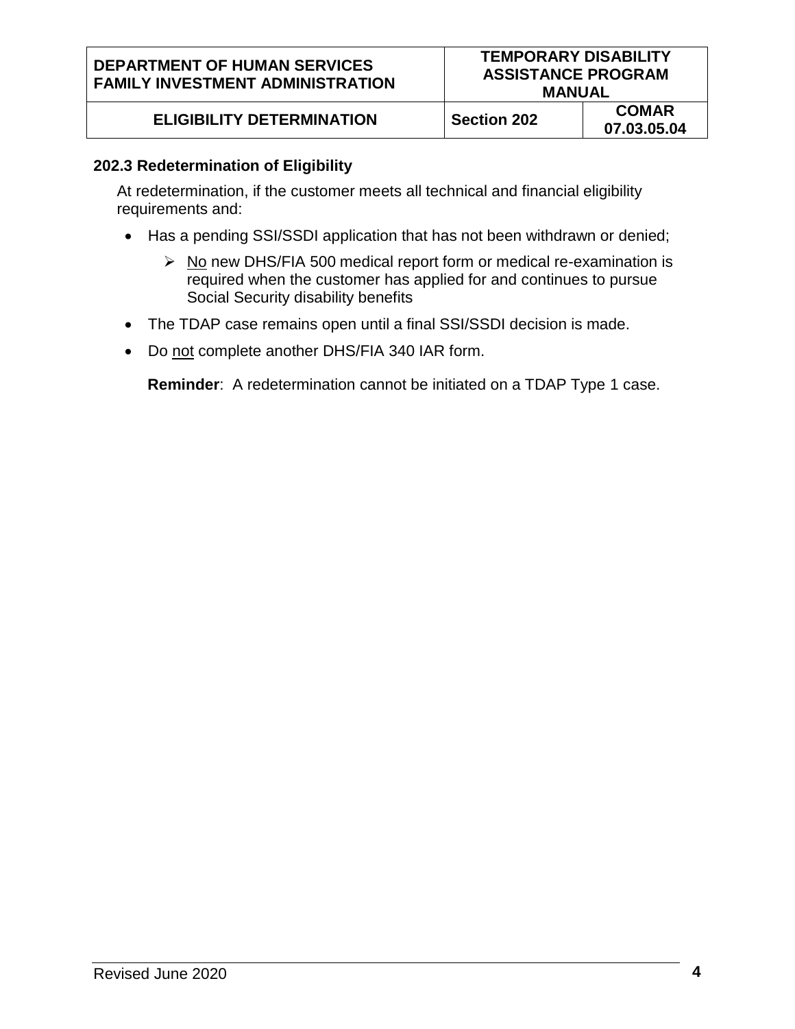### 202.3 Redetermination of Eligibility

At redetermination, if the customer meets all technical and financial eligibility requirements and:

- Has a pending SSI/SSDI application that has not been withdrawn or denied;
  - No new DHS/FIA 500 medical report form or medical re-examination is required when the customer has applied for and continues to pursue Social Security disability benefits
- The TDAP case remains open until a final SSI/SSDI decision is made.
- Do not complete another DHS/FIA 340 IAR form.

**Reminder**: A redetermination cannot be initiated on a TDAP Type 1 case.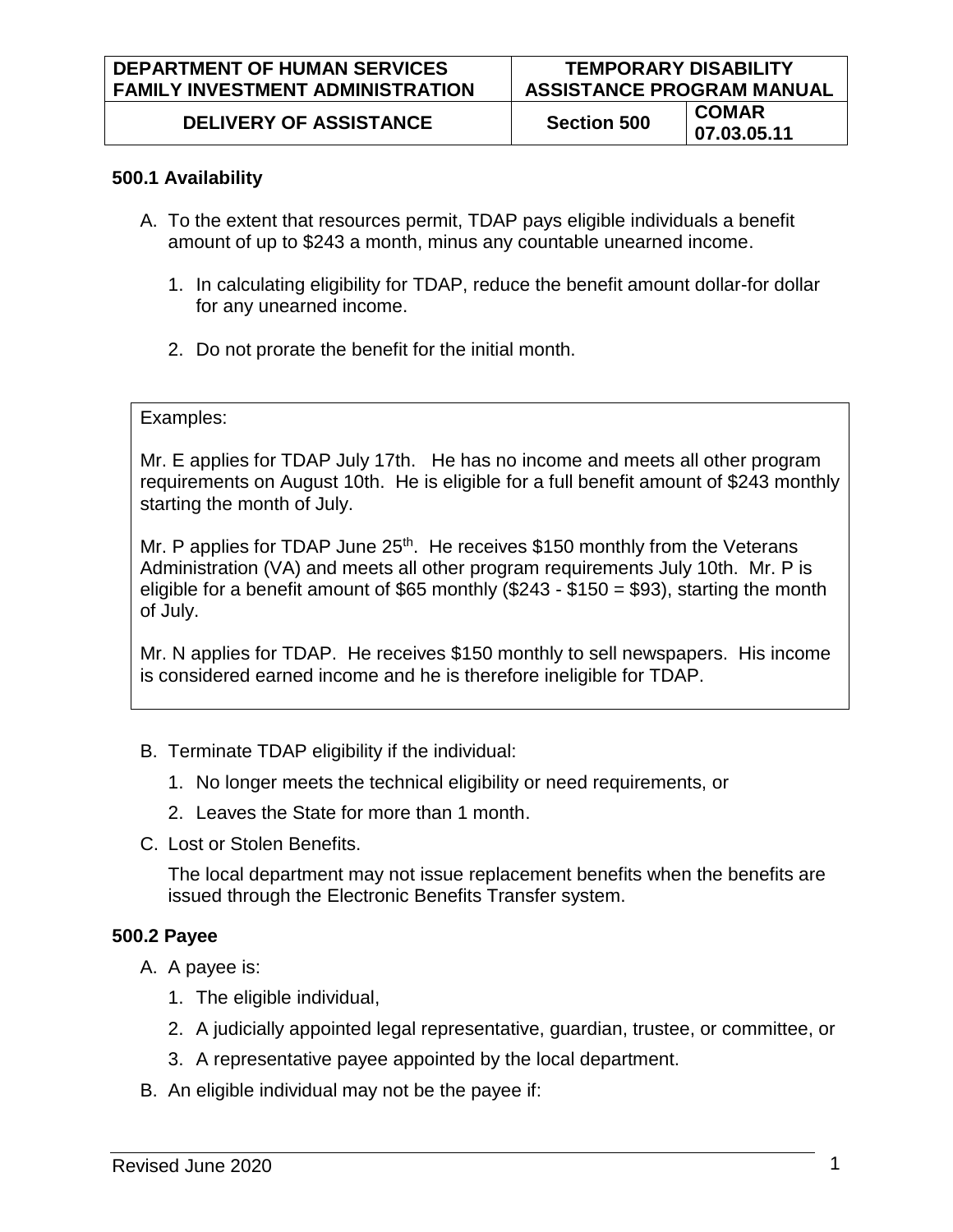| DEPARTMENT OF HUMAN SERVICES FAMILY INVESTMENT ADMINISTRATION | TEMPORARY DISABILITY ASSISTANCE PROGRAM MANUAL | |
|---|---|---|
| DELIVERY OF ASSISTANCE | Section 500 | COMAR 07.03.05.11 |

### 500.1 Availability

A. To the extent that resources permit, TDAP pays eligible individuals a benefit amount of up to $243 a month, minus any countable unearned income.

   1. In calculating eligibility for TDAP, reduce the benefit amount dollar-for dollar for any unearned income.

   2. Do not prorate the benefit for the initial month.

> Examples:
>
> Mr. E applies for TDAP July 17th. He has no income and meets all other program requirements on August 10th. He is eligible for a full benefit amount of $243 monthly starting the month of July.
>
> Mr. P applies for TDAP June 25th. He receives $150 monthly from the Veterans Administration (VA) and meets all other program requirements July 10th. Mr. P is eligible for a benefit amount of $65 monthly ($243 - $150 = $93), starting the month of July.
>
> Mr. N applies for TDAP. He receives $150 monthly to sell newspapers. His income is considered earned income and he is therefore ineligible for TDAP.

B. Terminate TDAP eligibility if the individual:

   1. No longer meets the technical eligibility or need requirements, or

   2. Leaves the State for more than 1 month.

C. Lost or Stolen Benefits.

   The local department may not issue replacement benefits when the benefits are issued through the Electronic Benefits Transfer system.

### 500.2 Payee

A. A payee is:

   1. The eligible individual,

   2. A judicially appointed legal representative, guardian, trustee, or committee, or

   3. A representative payee appointed by the local department.

B. An eligible individual may not be the payee if: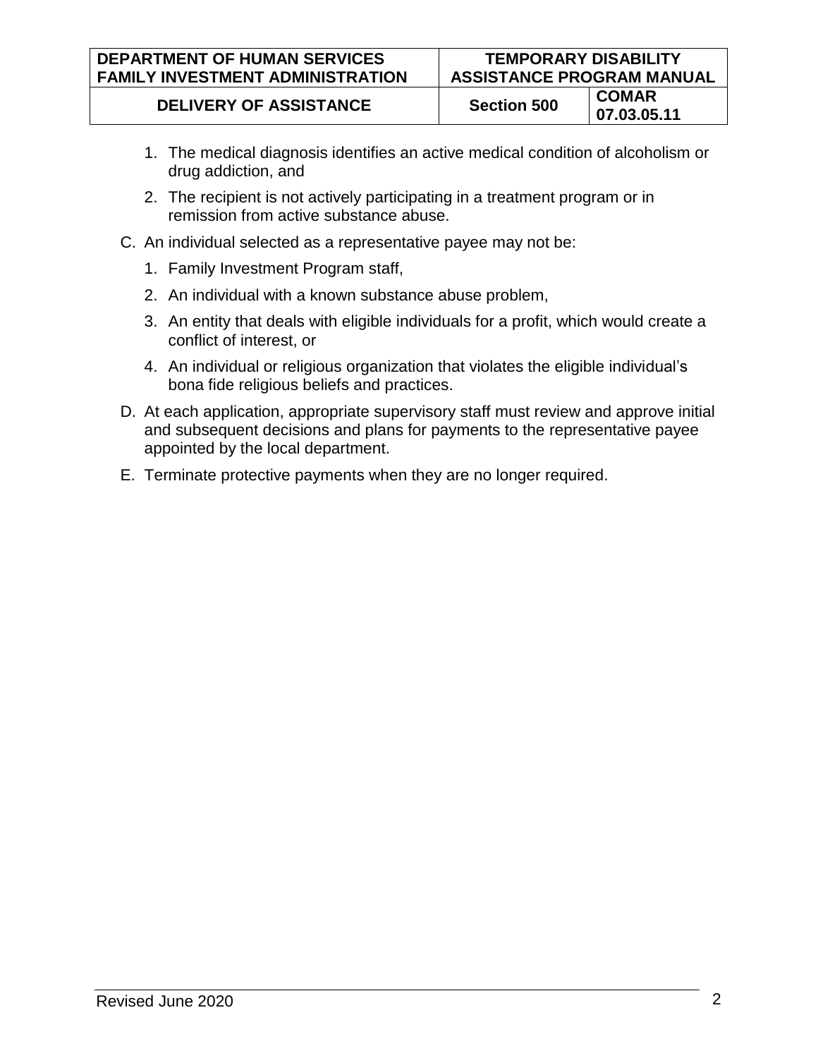1. The medical diagnosis identifies an active medical condition of alcoholism or drug addiction, and
2. The recipient is not actively participating in a treatment program or in remission from active substance abuse.

C. An individual selected as a representative payee may not be:

1. Family Investment Program staff,
2. An individual with a known substance abuse problem,
3. An entity that deals with eligible individuals for a profit, which would create a conflict of interest, or
4. An individual or religious organization that violates the eligible individual's bona fide religious beliefs and practices.

D. At each application, appropriate supervisory staff must review and approve initial and subsequent decisions and plans for payments to the representative payee appointed by the local department.

E. Terminate protective payments when they are no longer required.